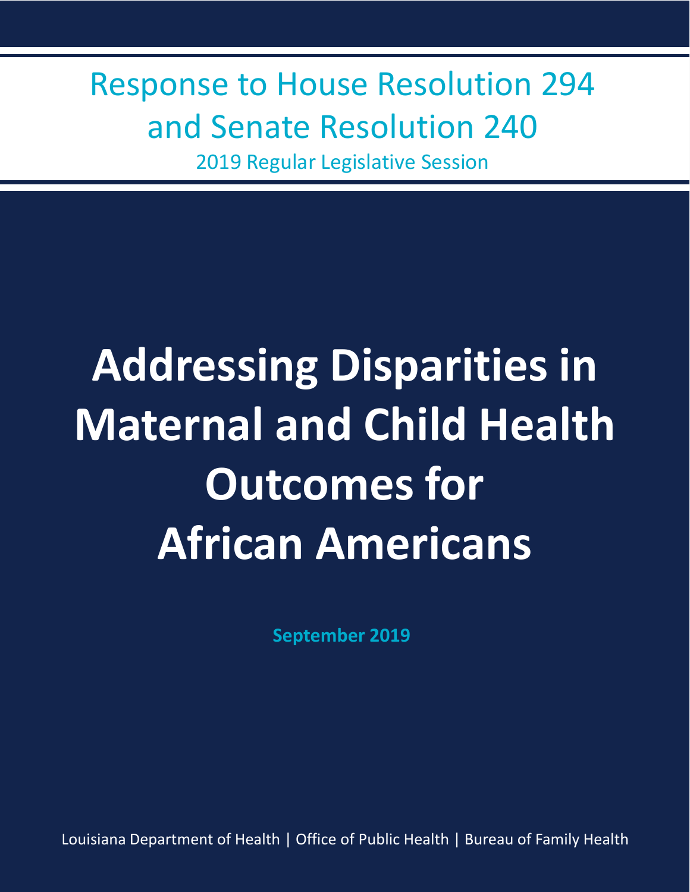## Response to House Resolution 294 and Senate Resolution 240

2019 Regular Legislative Session

# Addressing Disparities in Maternal and Child Health Outcomes for African Americans

**September 2019**

Louisiana Department of Health | Office of Public Health | Bureau of Family Health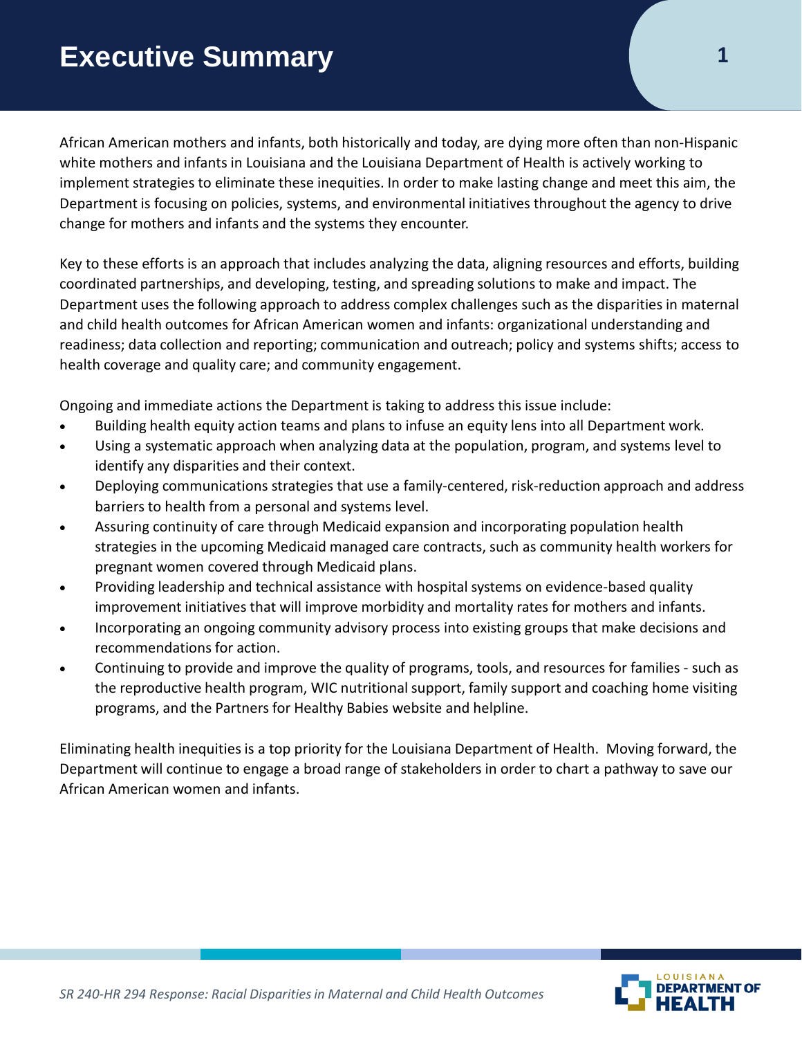# Executive Summary

African American mothers and infants, both historically and today, are dying more often than non-Hispanic white mothers and infants in Louisiana and the Louisiana Department of Health is actively working to implement strategies to eliminate these inequities. In order to make lasting change and meet this aim, the Department is focusing on policies, systems, and environmental initiatives throughout the agency to drive change for mothers and infants and the systems they encounter.

Key to these efforts is an approach that includes analyzing the data, aligning resources and efforts, building coordinated partnerships, and developing, testing, and spreading solutions to make and impact. The Department uses the following approach to address complex challenges such as the disparities in maternal and child health outcomes for African American women and infants: organizational understanding and readiness; data collection and reporting; communication and outreach; policy and systems shifts; access to health coverage and quality care; and community engagement.

Ongoing and immediate actions the Department is taking to address this issue include:

- Building health equity action teams and plans to infuse an equity lens into all Department work.
- Using a systematic approach when analyzing data at the population, program, and systems level to identify any disparities and their context.
- Deploying communications strategies that use a family-centered, risk-reduction approach and address barriers to health from a personal and systems level.
- Assuring continuity of care through Medicaid expansion and incorporating population health strategies in the upcoming Medicaid managed care contracts, such as community health workers for pregnant women covered through Medicaid plans.
- Providing leadership and technical assistance with hospital systems on evidence-based quality improvement initiatives that will improve morbidity and mortality rates for mothers and infants.
- Incorporating an ongoing community advisory process into existing groups that make decisions and recommendations for action.
- Continuing to provide and improve the quality of programs, tools, and resources for families - such as the reproductive health program, WIC nutritional support, family support and coaching home visiting programs, and the Partners for Healthy Babies website and helpline.

Eliminating health inequities is a top priority for the Louisiana Department of Health. Moving forward, the Department will continue to engage a broad range of stakeholders in order to chart a pathway to save our African American women and infants.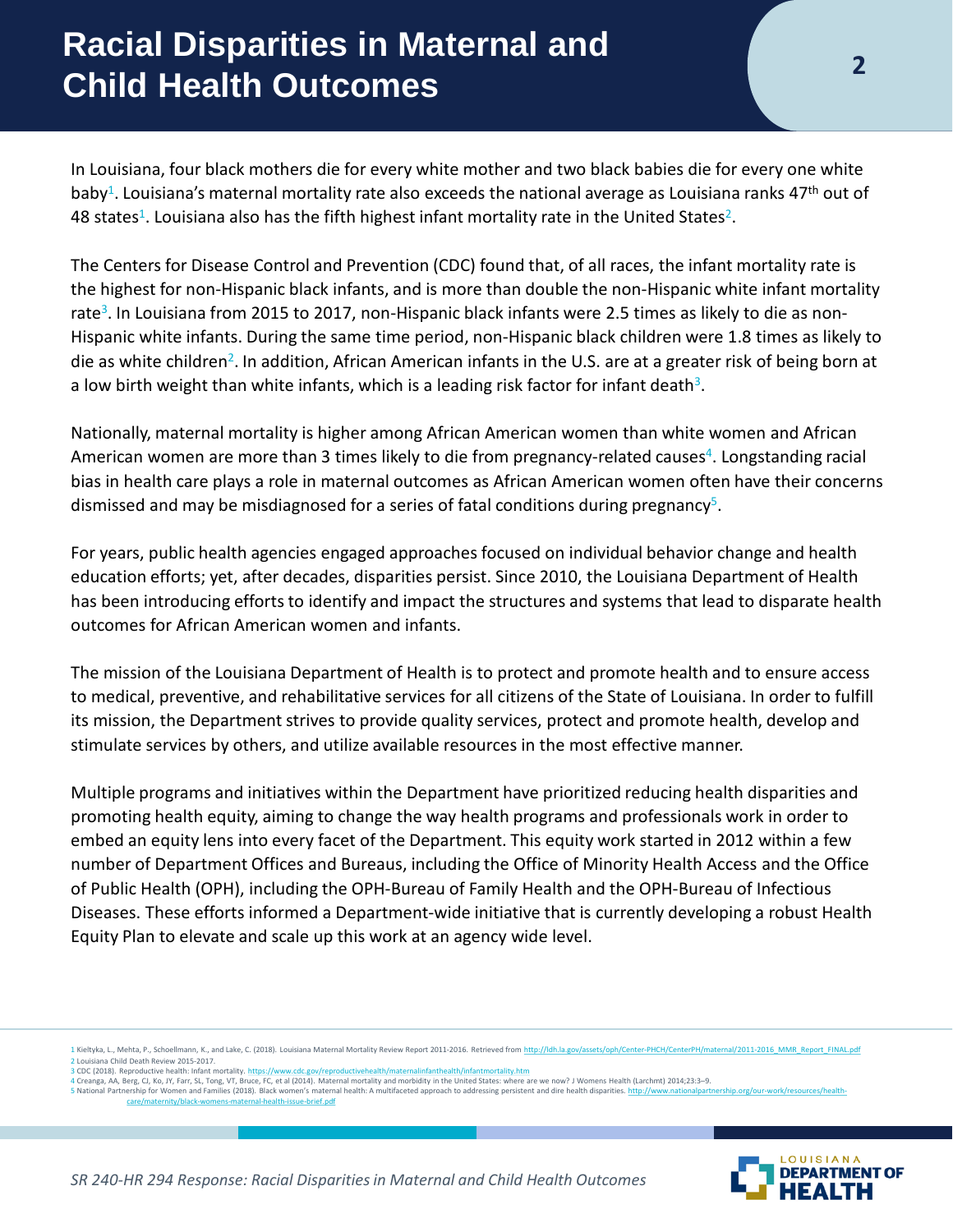# Racial Disparities in Maternal and Child Health Outcomes

In Louisiana, four black mothers die for every white mother and two black babies die for every one white baby[1]. Louisiana's maternal mortality rate also exceeds the national average as Louisiana ranks 47th out of 48 states[1]. Louisiana also has the fifth highest infant mortality rate in the United States[2].

The Centers for Disease Control and Prevention (CDC) found that, of all races, the infant mortality rate is the highest for non-Hispanic black infants, and is more than double the non-Hispanic white infant mortality rate[3]. In Louisiana from 2015 to 2017, non-Hispanic black infants were 2.5 times as likely to die as non-Hispanic white infants. During the same time period, non-Hispanic black children were 1.8 times as likely to die as white children[2]. In addition, African American infants in the U.S. are at a greater risk of being born at a low birth weight than white infants, which is a leading risk factor for infant death[3].

Nationally, maternal mortality is higher among African American women than white women and African American women are more than 3 times likely to die from pregnancy-related causes[4]. Longstanding racial bias in health care plays a role in maternal outcomes as African American women often have their concerns dismissed and may be misdiagnosed for a series of fatal conditions during pregnancy[5].

For years, public health agencies engaged approaches focused on individual behavior change and health education efforts; yet, after decades, disparities persist. Since 2010, the Louisiana Department of Health has been introducing efforts to identify and impact the structures and systems that lead to disparate health outcomes for African American women and infants.

The mission of the Louisiana Department of Health is to protect and promote health and to ensure access to medical, preventive, and rehabilitative services for all citizens of the State of Louisiana. In order to fulfill its mission, the Department strives to provide quality services, protect and promote health, develop and stimulate services by others, and utilize available resources in the most effective manner.

Multiple programs and initiatives within the Department have prioritized reducing health disparities and promoting health equity, aiming to change the way health programs and professionals work in order to embed an equity lens into every facet of the Department. This equity work started in 2012 within a few number of Department Offices and Bureaus, including the Office of Minority Health Access and the Office of Public Health (OPH), including the OPH-Bureau of Family Health and the OPH-Bureau of Infectious Diseases. These efforts informed a Department-wide initiative that is currently developing a robust Health Equity Plan to elevate and scale up this work at an agency wide level.

1 Kieltyka, L., Mehta, P., Schoellmann, K., and Lake, C. (2018). Louisiana Maternal Mortality Review Report 2011-2016. Retrieved from http://ldh.la.gov/assets/oph/Center-PHCH/CenterPH/maternal/2011-2016_MMR_Report_FINAL.pdf
2 Louisiana Child Death Review 2015-2017.
3 CDC (2018). Reproductive health: Infant mortality. https://www.cdc.gov/reproductivehealth/maternalinfanthealth/infantmortality.htm
4 Creanga, AA, Berg, CJ, Ko, JY, Farr, SL, Tong, VT, Bruce, FC, et al (2014). Maternal mortality and morbidity in the United States: where are we now? J Womens Health (Larchmt) 2014;23:3–9.
5 National Partnership for Women and Families (2018). Black women's maternal health: A multifaceted approach to addressing persistent and dire health disparities. http://www.nationalpartnership.org/our-work/resources/health-care/maternity/black-womens-maternal-health-issue-brief.pdf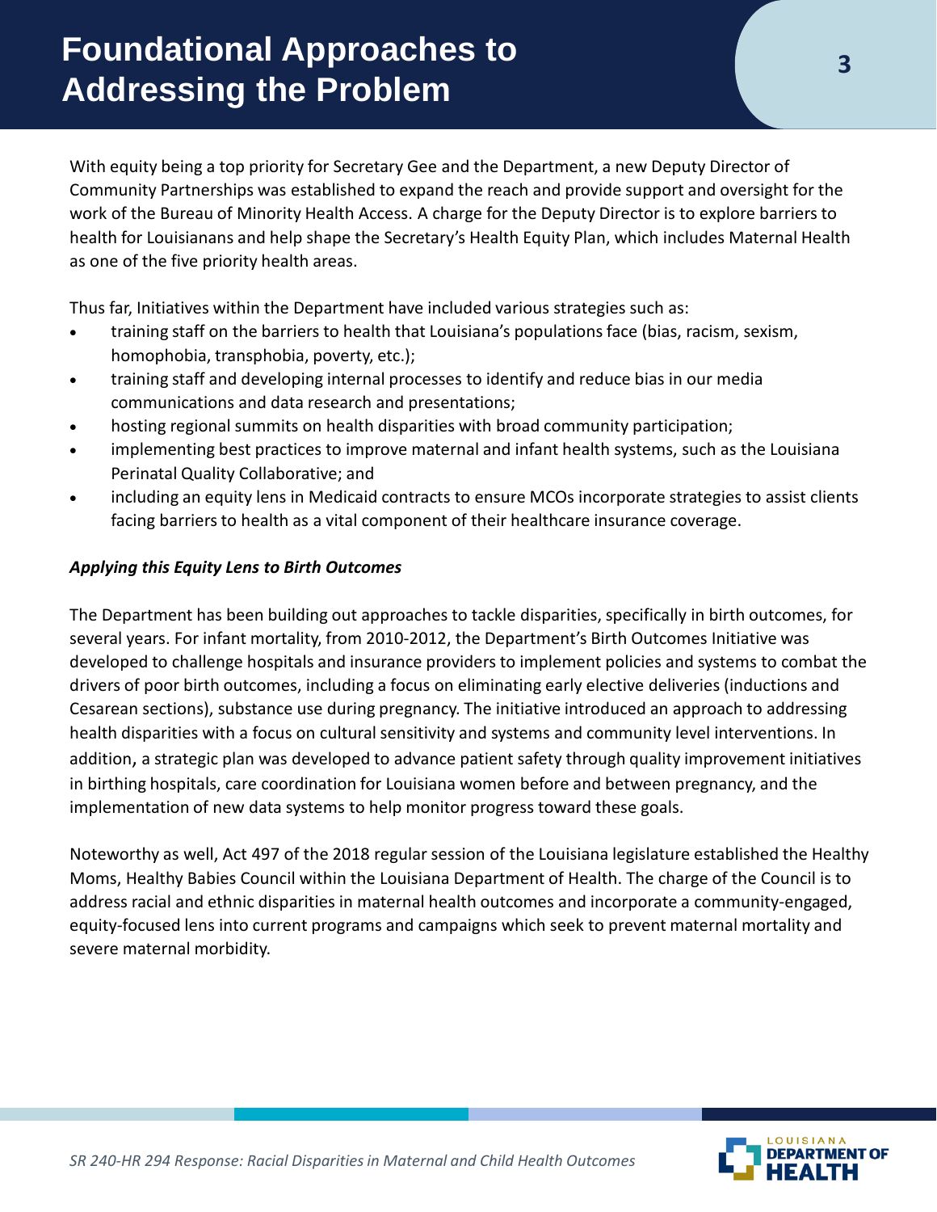# Foundational Approaches to Addressing the Problem

With equity being a top priority for Secretary Gee and the Department, a new Deputy Director of Community Partnerships was established to expand the reach and provide support and oversight for the work of the Bureau of Minority Health Access. A charge for the Deputy Director is to explore barriers to health for Louisianans and help shape the Secretary's Health Equity Plan, which includes Maternal Health as one of the five priority health areas.

Thus far, Initiatives within the Department have included various strategies such as:

- training staff on the barriers to health that Louisiana's populations face (bias, racism, sexism, homophobia, transphobia, poverty, etc.);
- training staff and developing internal processes to identify and reduce bias in our media communications and data research and presentations;
- hosting regional summits on health disparities with broad community participation;
- implementing best practices to improve maternal and infant health systems, such as the Louisiana Perinatal Quality Collaborative; and
- including an equity lens in Medicaid contracts to ensure MCOs incorporate strategies to assist clients facing barriers to health as a vital component of their healthcare insurance coverage.

***Applying this Equity Lens to Birth Outcomes***

The Department has been building out approaches to tackle disparities, specifically in birth outcomes, for several years. For infant mortality, from 2010-2012, the Department's Birth Outcomes Initiative was developed to challenge hospitals and insurance providers to implement policies and systems to combat the drivers of poor birth outcomes, including a focus on eliminating early elective deliveries (inductions and Cesarean sections), substance use during pregnancy. The initiative introduced an approach to addressing health disparities with a focus on cultural sensitivity and systems and community level interventions. In addition, a strategic plan was developed to advance patient safety through quality improvement initiatives in birthing hospitals, care coordination for Louisiana women before and between pregnancy, and the implementation of new data systems to help monitor progress toward these goals.

Noteworthy as well, Act 497 of the 2018 regular session of the Louisiana legislature established the Healthy Moms, Healthy Babies Council within the Louisiana Department of Health. The charge of the Council is to address racial and ethnic disparities in maternal health outcomes and incorporate a community-engaged, equity-focused lens into current programs and campaigns which seek to prevent maternal mortality and severe maternal morbidity.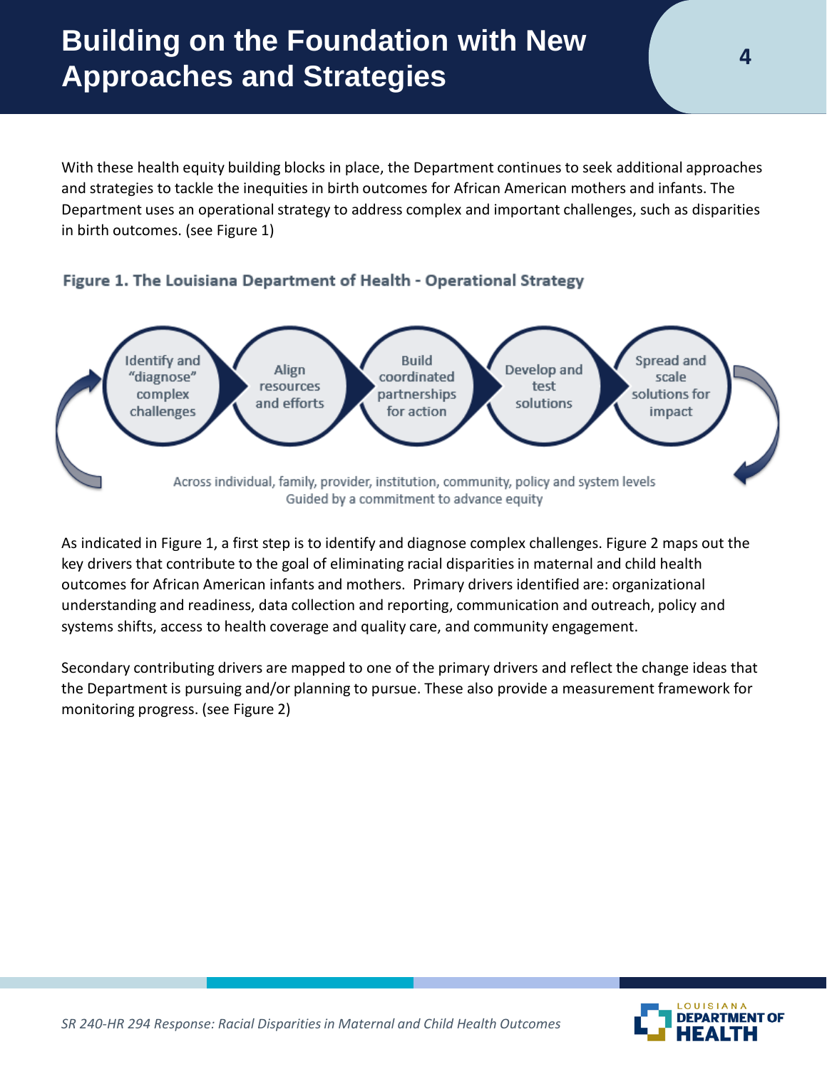# Building on the Foundation with New Approaches and Strategies

With these health equity building blocks in place, the Department continues to seek additional approaches and strategies to tackle the inequities in birth outcomes for African American mothers and infants. The Department uses an operational strategy to address complex and important challenges, such as disparities in birth outcomes. (see Figure 1)

**Figure 1. The Louisiana Department of Health - Operational Strategy**

Identify and "diagnose" complex challenges

Align resources and efforts

Build coordinated partnerships for action

Develop and test solutions

Spread and scale solutions for impact

Across individual, family, provider, institution, community, policy and system levels
Guided by a commitment to advance equity

As indicated in Figure 1, a first step is to identify and diagnose complex challenges. Figure 2 maps out the key drivers that contribute to the goal of eliminating racial disparities in maternal and child health outcomes for African American infants and mothers. Primary drivers identified are: organizational understanding and readiness, data collection and reporting, communication and outreach, policy and systems shifts, access to health coverage and quality care, and community engagement.

Secondary contributing drivers are mapped to one of the primary drivers and reflect the change ideas that the Department is pursuing and/or planning to pursue. These also provide a measurement framework for monitoring progress. (see Figure 2)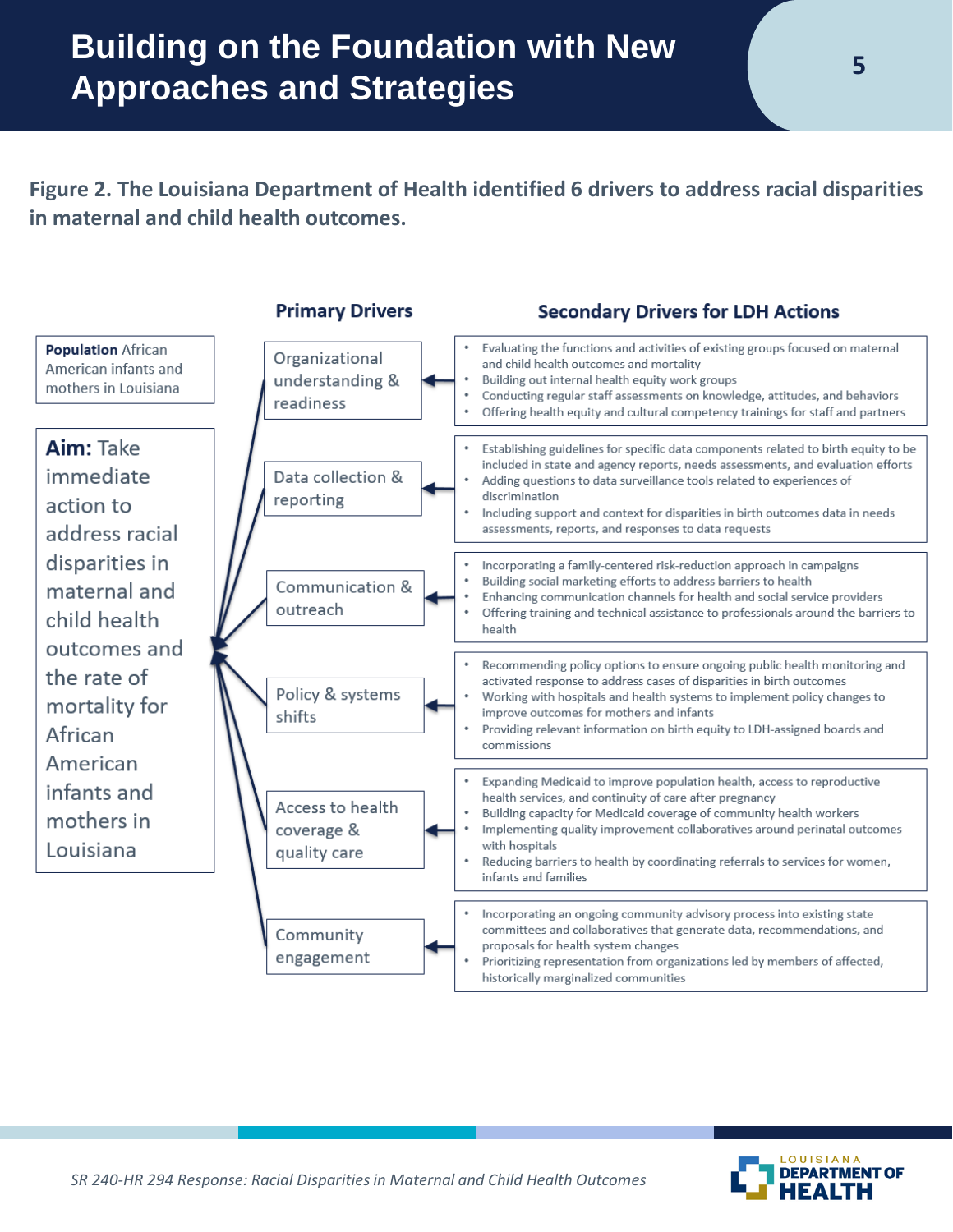# Building on the Foundation with New Approaches and Strategies

**Figure 2. The Louisiana Department of Health identified 6 drivers to address racial disparities in maternal and child health outcomes.**

**Population** African American infants and mothers in Louisiana

**Aim:** Take immediate action to address racial disparities in maternal and child health outcomes and the rate of mortality for African American infants and mothers in Louisiana

| Primary Drivers | Secondary Drivers for LDH Actions |
|---|---|
| Organizational understanding & readiness | • Evaluating the functions and activities of existing groups focused on maternal and child health outcomes and mortality<br>• Building out internal health equity work groups<br>• Conducting regular staff assessments on knowledge, attitudes, and behaviors<br>• Offering health equity and cultural competency trainings for staff and partners |
| Data collection & reporting | • Establishing guidelines for specific data components related to birth equity to be included in state and agency reports, needs assessments, and evaluation efforts<br>• Adding questions to data surveillance tools related to experiences of discrimination<br>• Including support and context for disparities in birth outcomes data in needs assessments, reports, and responses to data requests |
| Communication & outreach | • Incorporating a family-centered risk-reduction approach in campaigns<br>• Building social marketing efforts to address barriers to health<br>• Enhancing communication channels for health and social service providers<br>• Offering training and technical assistance to professionals around the barriers to health |
| Policy & systems shifts | • Recommending policy options to ensure ongoing public health monitoring and activated response to address cases of disparities in birth outcomes<br>• Working with hospitals and health systems to implement policy changes to improve outcomes for mothers and infants<br>• Providing relevant information on birth equity to LDH-assigned boards and commissions |
| Access to health coverage & quality care | • Expanding Medicaid to improve population health, access to reproductive health services, and continuity of care after pregnancy<br>• Building capacity for Medicaid coverage of community health workers<br>• Implementing quality improvement collaboratives around perinatal outcomes with hospitals<br>• Reducing barriers to health by coordinating referrals to services for women, infants and families |
| Community engagement | • Incorporating an ongoing community advisory process into existing state committees and collaboratives that generate data, recommendations, and proposals for health system changes<br>• Prioritizing representation from organizations led by members of affected, historically marginalized communities |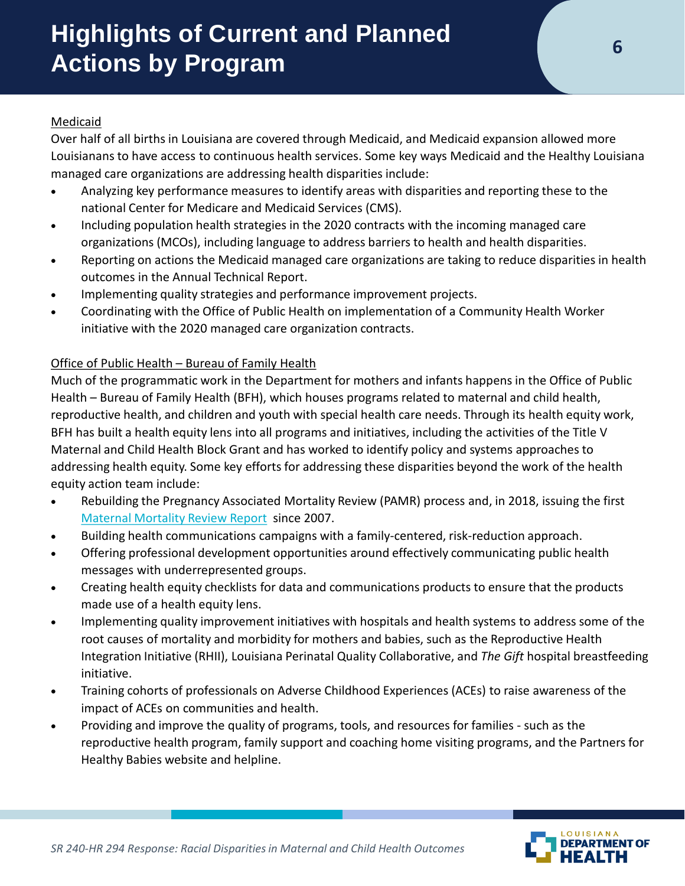# Highlights of Current and Planned Actions by Program

Medicaid

Over half of all births in Louisiana are covered through Medicaid, and Medicaid expansion allowed more Louisianans to have access to continuous health services. Some key ways Medicaid and the Healthy Louisiana managed care organizations are addressing health disparities include:

- Analyzing key performance measures to identify areas with disparities and reporting these to the national Center for Medicare and Medicaid Services (CMS).
- Including population health strategies in the 2020 contracts with the incoming managed care organizations (MCOs), including language to address barriers to health and health disparities.
- Reporting on actions the Medicaid managed care organizations are taking to reduce disparities in health outcomes in the Annual Technical Report.
- Implementing quality strategies and performance improvement projects.
- Coordinating with the Office of Public Health on implementation of a Community Health Worker initiative with the 2020 managed care organization contracts.

Office of Public Health – Bureau of Family Health

Much of the programmatic work in the Department for mothers and infants happens in the Office of Public Health – Bureau of Family Health (BFH), which houses programs related to maternal and child health, reproductive health, and children and youth with special health care needs. Through its health equity work, BFH has built a health equity lens into all programs and initiatives, including the activities of the Title V Maternal and Child Health Block Grant and has worked to identify policy and systems approaches to addressing health equity. Some key efforts for addressing these disparities beyond the work of the health equity action team include:

- Rebuilding the Pregnancy Associated Mortality Review (PAMR) process and, in 2018, issuing the first Maternal Mortality Review Report since 2007.
- Building health communications campaigns with a family-centered, risk-reduction approach.
- Offering professional development opportunities around effectively communicating public health messages with underrepresented groups.
- Creating health equity checklists for data and communications products to ensure that the products made use of a health equity lens.
- Implementing quality improvement initiatives with hospitals and health systems to address some of the root causes of mortality and morbidity for mothers and babies, such as the Reproductive Health Integration Initiative (RHII), Louisiana Perinatal Quality Collaborative, and *The Gift* hospital breastfeeding initiative.
- Training cohorts of professionals on Adverse Childhood Experiences (ACEs) to raise awareness of the impact of ACEs on communities and health.
- Providing and improve the quality of programs, tools, and resources for families - such as the reproductive health program, family support and coaching home visiting programs, and the Partners for Healthy Babies website and helpline.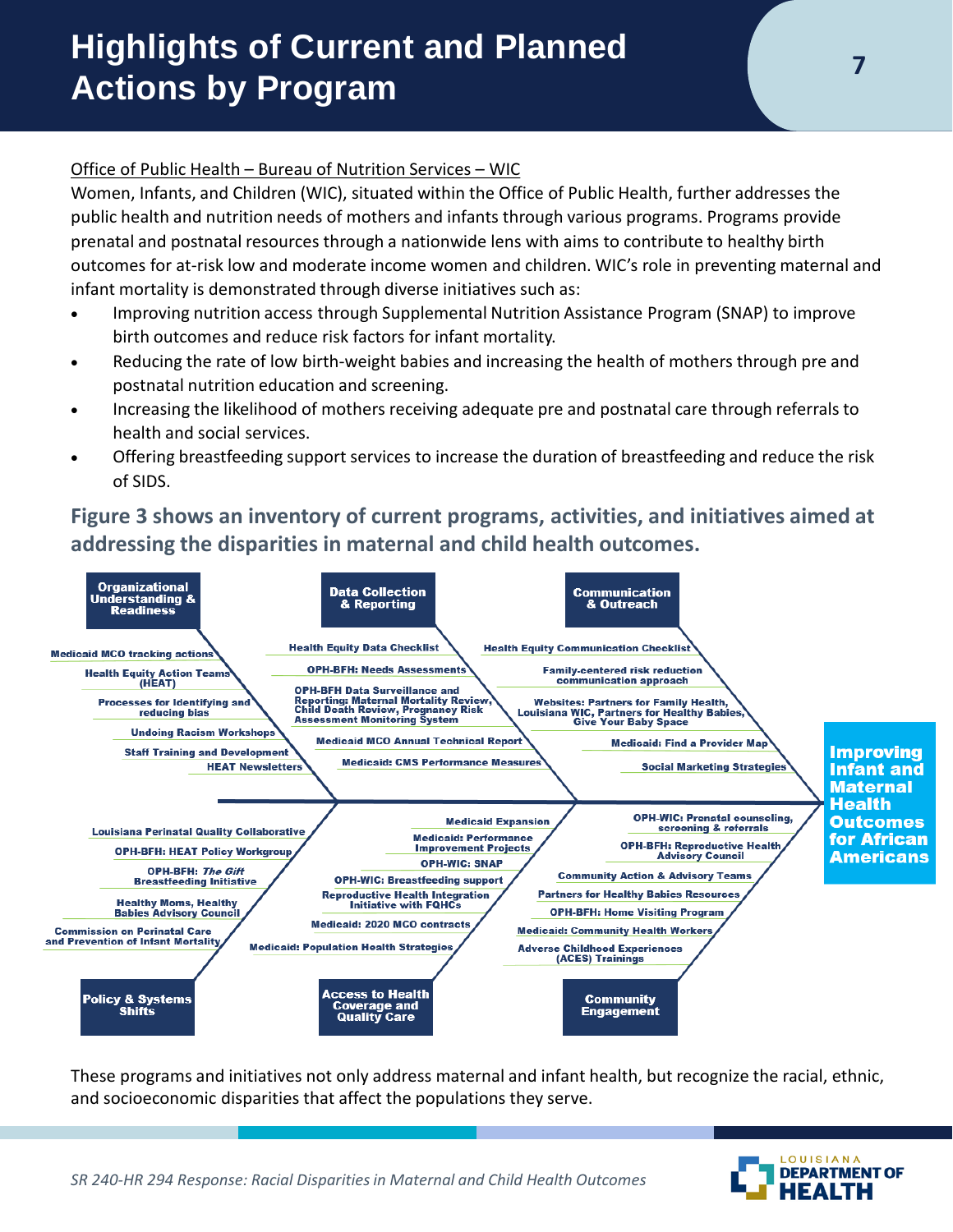# Highlights of Current and Planned Actions by Program

Office of Public Health – Bureau of Nutrition Services – WIC

Women, Infants, and Children (WIC), situated within the Office of Public Health, further addresses the public health and nutrition needs of mothers and infants through various programs. Programs provide prenatal and postnatal resources through a nationwide lens with aims to contribute to healthy birth outcomes for at-risk low and moderate income women and children. WIC's role in preventing maternal and infant mortality is demonstrated through diverse initiatives such as:

- Improving nutrition access through Supplemental Nutrition Assistance Program (SNAP) to improve birth outcomes and reduce risk factors for infant mortality.
- Reducing the rate of low birth-weight babies and increasing the health of mothers through pre and postnatal nutrition education and screening.
- Increasing the likelihood of mothers receiving adequate pre and postnatal care through referrals to health and social services.
- Offering breastfeeding support services to increase the duration of breastfeeding and reduce the risk of SIDS.

**Figure 3 shows an inventory of current programs, activities, and initiatives aimed at addressing the disparities in maternal and child health outcomes.**

Improving Infant and Maternal Health Outcomes for African Americans

Organizational Understanding & Readiness
Medicaid MCO tracking actions
Health Equity Action Teams (HEAT)
Processes for Identifying and reducing bias
Undoing Racism Workshops
Staff Training and Development
HEAT Newsletters

Data Collection & Reporting
Health Equity Data Checklist
OPH-BFH: Needs Assessments
OPH-BFH Data Surveillance and Reporting: Maternal Mortality Review, Child Death Review, Pregnancy Risk Assessment Monitoring System
Medicaid MCO Annual Technical Report
Medicaid: CMS Performance Measures

Communication & Outreach
Health Equity Communication Checklist
Family-centered risk reduction communication approach
Websites: Partners for Family Health, Louisiana WIC, Partners for Healthy Babies, Give Your Baby Space
Medicaid: Find a Provider Map
Social Marketing Strategies

Policy & Systems Shifts
Louisiana Perinatal Quality Collaborative
OPH-BFH: HEAT Policy Workgroup
OPH-BFH: *The Gift* Breastfeeding Initiative
Healthy Moms, Healthy Babies Advisory Council
Commission on Perinatal Care and Prevention of Infant Mortality

Access to Health Coverage and Quality Care
Medicaid Expansion
Medicaid: Performance Improvement Projects
OPH-WIC: SNAP
OPH-WIC: Breastfeeding support
Reproductive Health Integration Initiative with FQHCs
Medicaid: 2020 MCO contracts
Medicaid: Population Health Strategies

Community Engagement
OPH-WIC: Prenatal counseling, screening & referrals
OPH-BFH: Reproductive Health Advisory Council
Community Action & Advisory Teams
Partners for Healthy Babies Resources
OPH-BFH: Home Visiting Program
Medicaid: Community Health Workers
Adverse Childhood Experiences (ACES) Trainings

These programs and initiatives not only address maternal and infant health, but recognize the racial, ethnic, and socioeconomic disparities that affect the populations they serve.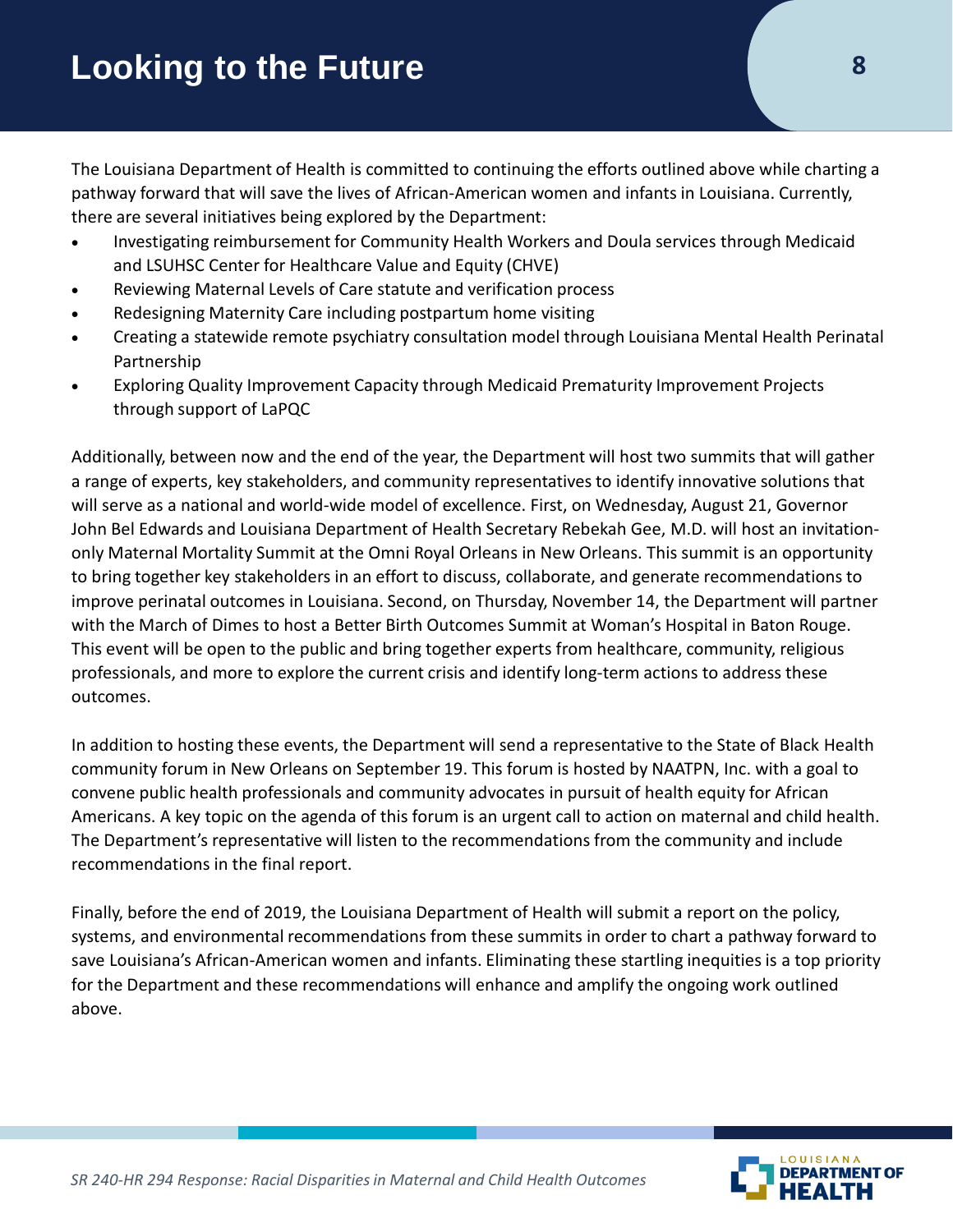# Looking to the Future

The Louisiana Department of Health is committed to continuing the efforts outlined above while charting a pathway forward that will save the lives of African-American women and infants in Louisiana. Currently, there are several initiatives being explored by the Department:

- Investigating reimbursement for Community Health Workers and Doula services through Medicaid and LSUHSC Center for Healthcare Value and Equity (CHVE)
- Reviewing Maternal Levels of Care statute and verification process
- Redesigning Maternity Care including postpartum home visiting
- Creating a statewide remote psychiatry consultation model through Louisiana Mental Health Perinatal Partnership
- Exploring Quality Improvement Capacity through Medicaid Prematurity Improvement Projects through support of LaPQC

Additionally, between now and the end of the year, the Department will host two summits that will gather a range of experts, key stakeholders, and community representatives to identify innovative solutions that will serve as a national and world-wide model of excellence. First, on Wednesday, August 21, Governor John Bel Edwards and Louisiana Department of Health Secretary Rebekah Gee, M.D. will host an invitation-only Maternal Mortality Summit at the Omni Royal Orleans in New Orleans. This summit is an opportunity to bring together key stakeholders in an effort to discuss, collaborate, and generate recommendations to improve perinatal outcomes in Louisiana. Second, on Thursday, November 14, the Department will partner with the March of Dimes to host a Better Birth Outcomes Summit at Woman's Hospital in Baton Rouge. This event will be open to the public and bring together experts from healthcare, community, religious professionals, and more to explore the current crisis and identify long-term actions to address these outcomes.

In addition to hosting these events, the Department will send a representative to the State of Black Health community forum in New Orleans on September 19. This forum is hosted by NAATPN, Inc. with a goal to convene public health professionals and community advocates in pursuit of health equity for African Americans. A key topic on the agenda of this forum is an urgent call to action on maternal and child health. The Department's representative will listen to the recommendations from the community and include recommendations in the final report.

Finally, before the end of 2019, the Louisiana Department of Health will submit a report on the policy, systems, and environmental recommendations from these summits in order to chart a pathway forward to save Louisiana's African-American women and infants. Eliminating these startling inequities is a top priority for the Department and these recommendations will enhance and amplify the ongoing work outlined above.